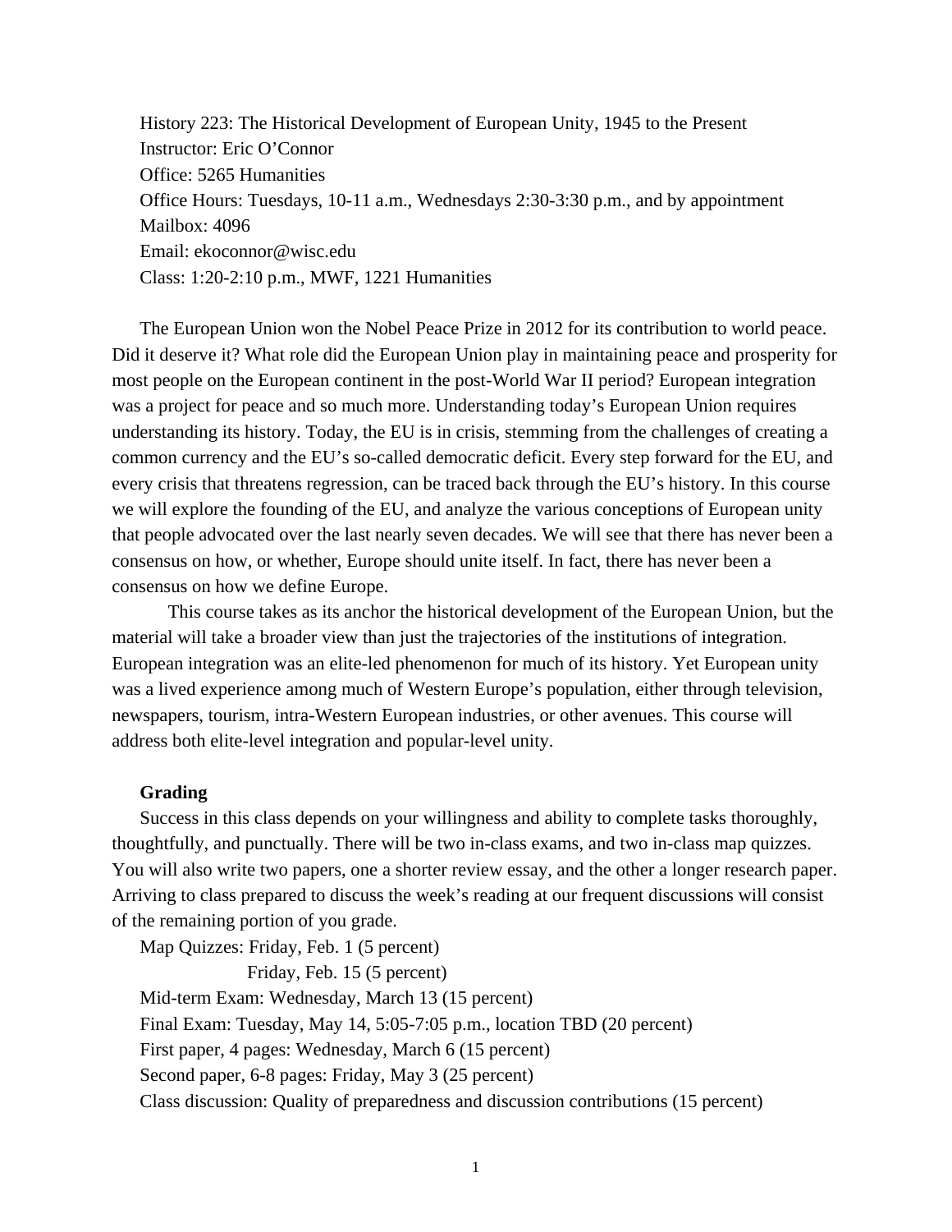History 223: The Historical Development of European Unity, 1945 to the Present
Instructor: Eric O'Connor
Office: 5265 Humanities
Office Hours: Tuesdays, 10-11 a.m., Wednesdays 2:30-3:30 p.m., and by appointment
Mailbox: 4096
Email: ekoconnor@wisc.edu
Class: 1:20-2:10 p.m., MWF, 1221 Humanities

The European Union won the Nobel Peace Prize in 2012 for its contribution to world peace. Did it deserve it? What role did the European Union play in maintaining peace and prosperity for most people on the European continent in the post-World War II period? European integration was a project for peace and so much more. Understanding today's European Union requires understanding its history. Today, the EU is in crisis, stemming from the challenges of creating a common currency and the EU's so-called democratic deficit. Every step forward for the EU, and every crisis that threatens regression, can be traced back through the EU's history. In this course we will explore the founding of the EU, and analyze the various conceptions of European unity that people advocated over the last nearly seven decades. We will see that there has never been a consensus on how, or whether, Europe should unite itself. In fact, there has never been a consensus on how we define Europe.

This course takes as its anchor the historical development of the European Union, but the material will take a broader view than just the trajectories of the institutions of integration. European integration was an elite-led phenomenon for much of its history. Yet European unity was a lived experience among much of Western Europe's population, either through television, newspapers, tourism, intra-Western European industries, or other avenues. This course will address both elite-level integration and popular-level unity.

**Grading**

Success in this class depends on your willingness and ability to complete tasks thoroughly, thoughtfully, and punctually. There will be two in-class exams, and two in-class map quizzes. You will also write two papers, one a shorter review essay, and the other a longer research paper. Arriving to class prepared to discuss the week's reading at our frequent discussions will consist of the remaining portion of you grade.

Map Quizzes: Friday, Feb. 1 (5 percent)
Friday, Feb. 15 (5 percent)
Mid-term Exam: Wednesday, March 13 (15 percent)
Final Exam: Tuesday, May 14, 5:05-7:05 p.m., location TBD (20 percent)
First paper, 4 pages: Wednesday, March 6 (15 percent)
Second paper, 6-8 pages: Friday, May 3 (25 percent)
Class discussion: Quality of preparedness and discussion contributions (15 percent)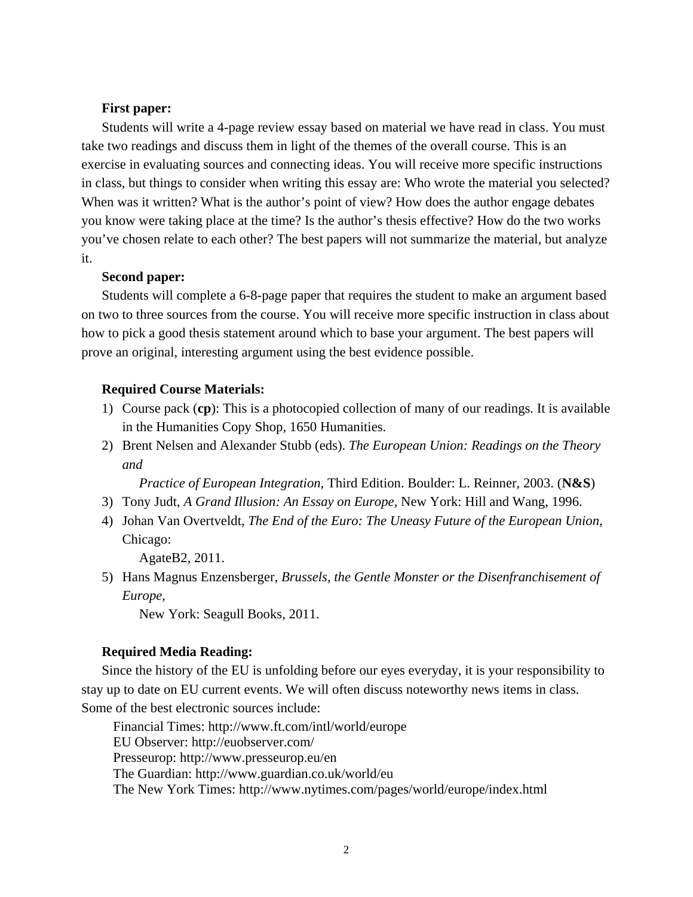**First paper:**

Students will write a 4-page review essay based on material we have read in class. You must take two readings and discuss them in light of the themes of the overall course. This is an exercise in evaluating sources and connecting ideas. You will receive more specific instructions in class, but things to consider when writing this essay are: Who wrote the material you selected? When was it written? What is the author's point of view? How does the author engage debates you know were taking place at the time? Is the author's thesis effective? How do the two works you've chosen relate to each other? The best papers will not summarize the material, but analyze it.

**Second paper:**

Students will complete a 6-8-page paper that requires the student to make an argument based on two to three sources from the course. You will receive more specific instruction in class about how to pick a good thesis statement around which to base your argument. The best papers will prove an original, interesting argument using the best evidence possible.

**Required Course Materials:**

1) Course pack (**cp**): This is a photocopied collection of many of our readings. It is available in the Humanities Copy Shop, 1650 Humanities.
2) Brent Nelsen and Alexander Stubb (eds). *The European Union: Readings on the Theory and Practice of European Integration*, Third Edition. Boulder: L. Reinner, 2003. (**N&S**)
3) Tony Judt, *A Grand Illusion: An Essay on Europe*, New York: Hill and Wang, 1996.
4) Johan Van Overtveldt, *The End of the Euro: The Uneasy Future of the European Union*, Chicago: AgateB2, 2011.
5) Hans Magnus Enzensberger, *Brussels, the Gentle Monster or the Disenfranchisement of Europe*, New York: Seagull Books, 2011.

**Required Media Reading:**

Since the history of the EU is unfolding before our eyes everyday, it is your responsibility to stay up to date on EU current events. We will often discuss noteworthy news items in class. Some of the best electronic sources include:

Financial Times: http://www.ft.com/intl/world/europe
EU Observer: http://euobserver.com/
Presseurop: http://www.presseurop.eu/en
The Guardian: http://www.guardian.co.uk/world/eu
The New York Times: http://www.nytimes.com/pages/world/europe/index.html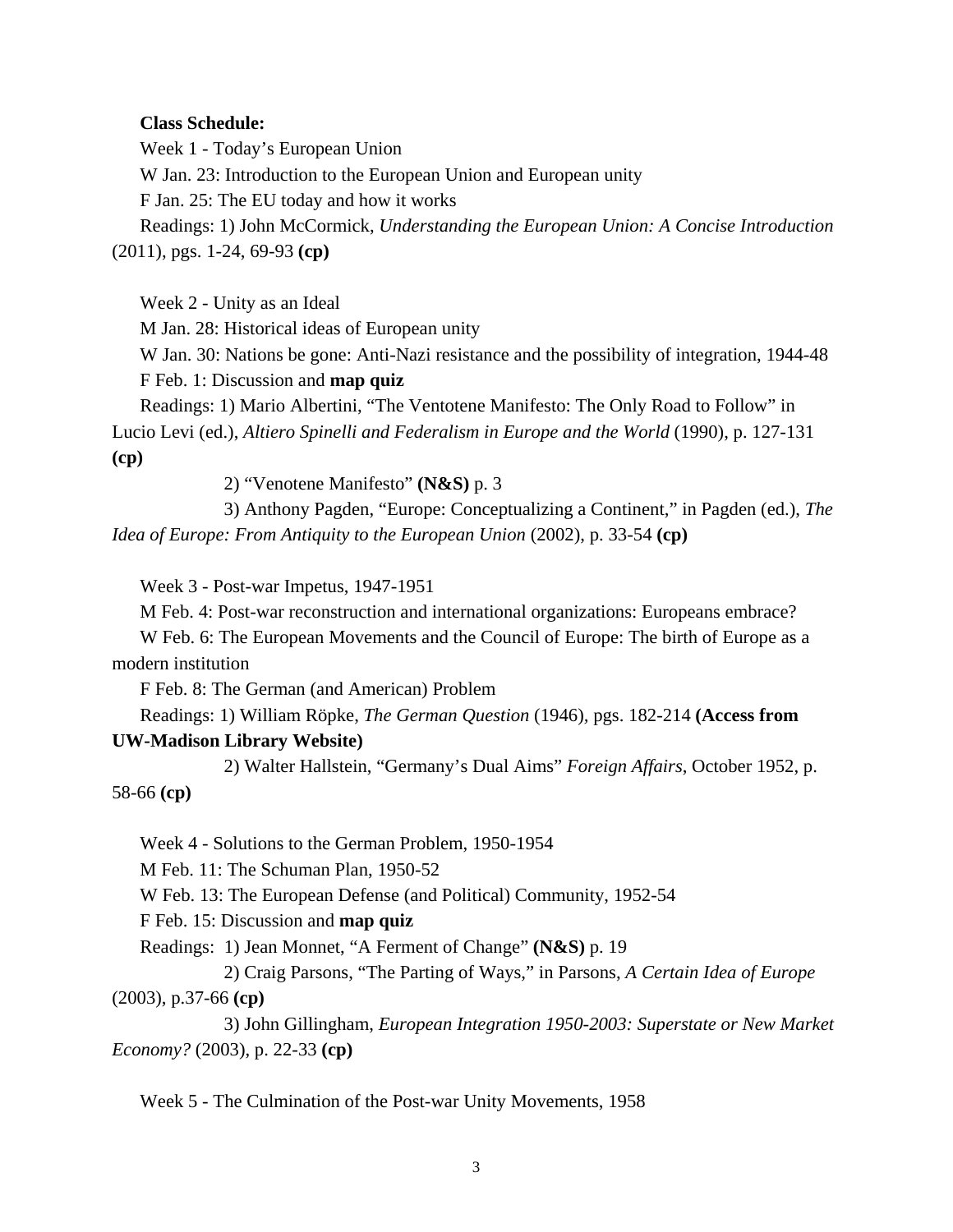**Class Schedule:**

Week 1 - Today's European Union

W Jan. 23: Introduction to the European Union and European unity

F Jan. 25: The EU today and how it works

Readings: 1) John McCormick, *Understanding the European Union: A Concise Introduction* (2011), pgs. 1-24, 69-93 **(cp)**

Week 2 - Unity as an Ideal

M Jan. 28: Historical ideas of European unity

W Jan. 30: Nations be gone: Anti-Nazi resistance and the possibility of integration, 1944-48

F Feb. 1: Discussion and **map quiz**

Readings: 1) Mario Albertini, "The Ventotene Manifesto: The Only Road to Follow" in Lucio Levi (ed.), *Altiero Spinelli and Federalism in Europe and the World* (1990), p. 127-131 **(cp)**

2) "Venotene Manifesto" **(N&S)** p. 3

3) Anthony Pagden, "Europe: Conceptualizing a Continent," in Pagden (ed.), *The Idea of Europe: From Antiquity to the European Union* (2002), p. 33-54 **(cp)**

Week 3 - Post-war Impetus, 1947-1951

M Feb. 4: Post-war reconstruction and international organizations: Europeans embrace?

W Feb. 6: The European Movements and the Council of Europe: The birth of Europe as a modern institution

F Feb. 8: The German (and American) Problem

Readings: 1) William Röpke, *The German Question* (1946), pgs. 182-214 **(Access from UW-Madison Library Website)**

2) Walter Hallstein, "Germany's Dual Aims" *Foreign Affairs*, October 1952, p. 58-66 **(cp)**

Week 4 - Solutions to the German Problem, 1950-1954

M Feb. 11: The Schuman Plan, 1950-52

W Feb. 13: The European Defense (and Political) Community, 1952-54

F Feb. 15: Discussion and **map quiz**

Readings: 1) Jean Monnet, "A Ferment of Change" **(N&S)** p. 19

2) Craig Parsons, "The Parting of Ways," in Parsons, *A Certain Idea of Europe* (2003), p.37-66 **(cp)**

3) John Gillingham, *European Integration 1950-2003: Superstate or New Market Economy?* (2003), p. 22-33 **(cp)**

Week 5 - The Culmination of the Post-war Unity Movements, 1958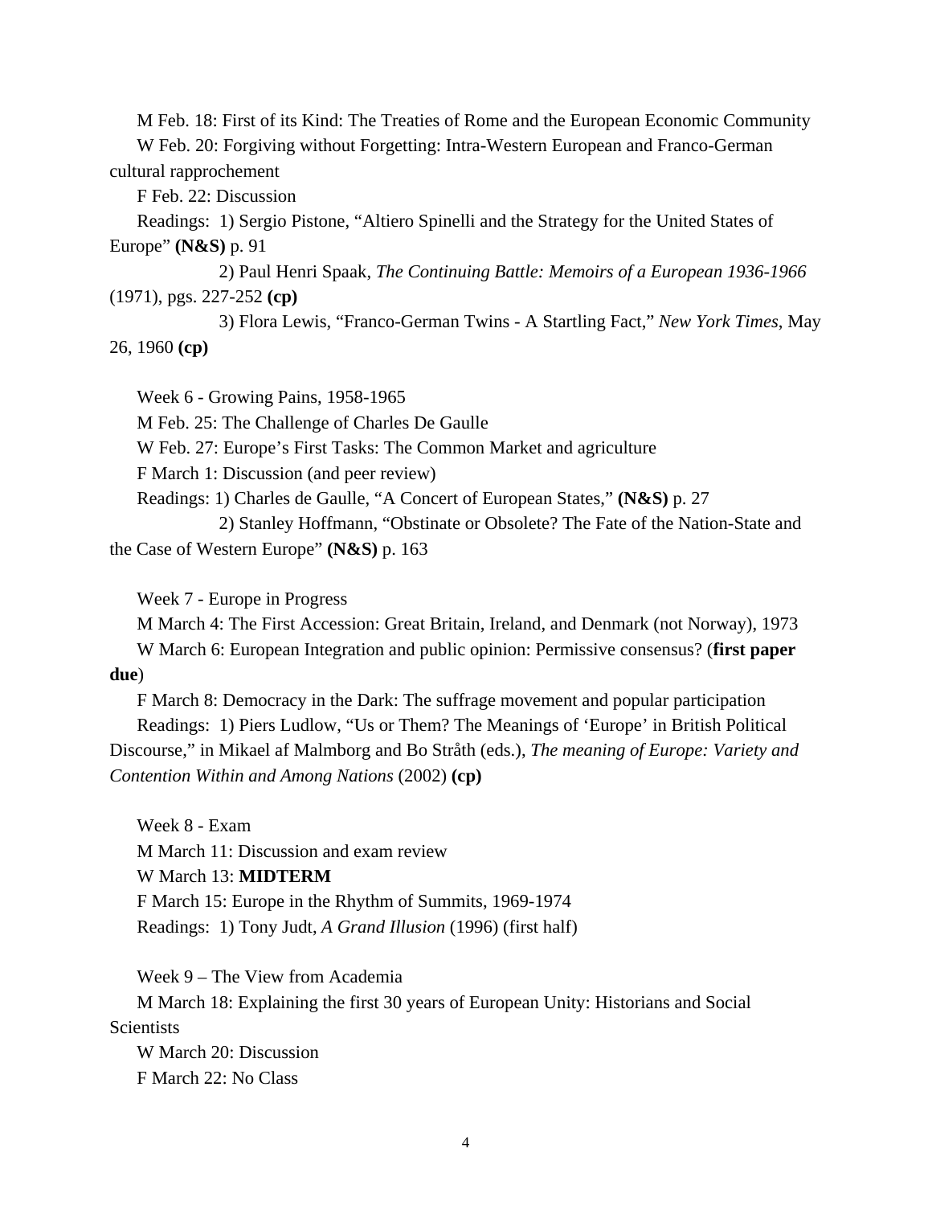M Feb. 18: First of its Kind: The Treaties of Rome and the European Economic Community

W Feb. 20: Forgiving without Forgetting: Intra-Western European and Franco-German cultural rapprochement

F Feb. 22: Discussion

Readings: 1) Sergio Pistone, "Altiero Spinelli and the Strategy for the United States of Europe" **(N&S)** p. 91

2) Paul Henri Spaak, *The Continuing Battle: Memoirs of a European 1936-1966* (1971), pgs. 227-252 **(cp)**

3) Flora Lewis, "Franco-German Twins - A Startling Fact," *New York Times*, May 26, 1960 **(cp)**

Week 6 - Growing Pains, 1958-1965

M Feb. 25: The Challenge of Charles De Gaulle

W Feb. 27: Europe's First Tasks: The Common Market and agriculture

F March 1: Discussion (and peer review)

Readings: 1) Charles de Gaulle, "A Concert of European States," **(N&S)** p. 27

2) Stanley Hoffmann, "Obstinate or Obsolete? The Fate of the Nation-State and the Case of Western Europe" **(N&S)** p. 163

Week 7 - Europe in Progress

M March 4: The First Accession: Great Britain, Ireland, and Denmark (not Norway), 1973

W March 6: European Integration and public opinion: Permissive consensus? (**first paper due**)

F March 8: Democracy in the Dark: The suffrage movement and popular participation

Readings: 1) Piers Ludlow, "Us or Them? The Meanings of 'Europe' in British Political Discourse," in Mikael af Malmborg and Bo Stråth (eds.), *The meaning of Europe: Variety and Contention Within and Among Nations* (2002) **(cp)**

Week 8 - Exam

M March 11: Discussion and exam review

W March 13: **MIDTERM**

F March 15: Europe in the Rhythm of Summits, 1969-1974

Readings: 1) Tony Judt, *A Grand Illusion* (1996) (first half)

Week 9 – The View from Academia

M March 18: Explaining the first 30 years of European Unity: Historians and Social Scientists

W March 20: Discussion

F March 22: No Class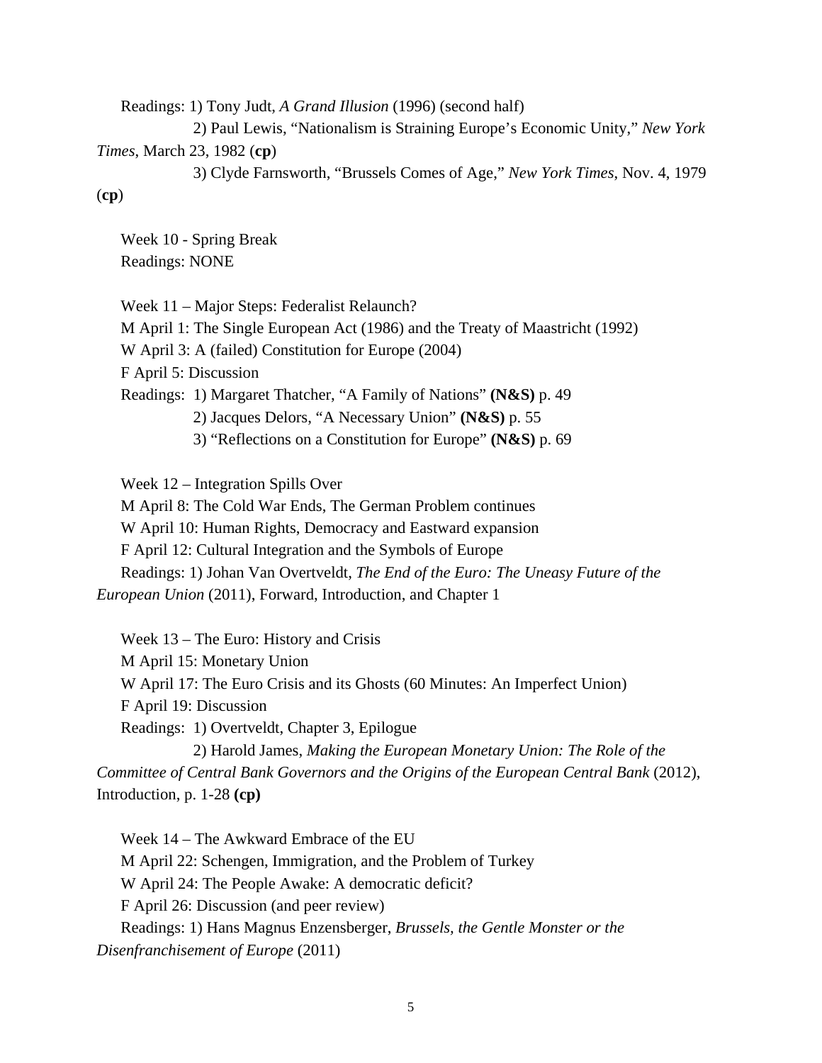Readings: 1) Tony Judt, *A Grand Illusion* (1996) (second half)

2) Paul Lewis, "Nationalism is Straining Europe's Economic Unity," *New York Times*, March 23, 1982 (**cp**)

3) Clyde Farnsworth, "Brussels Comes of Age," *New York Times*, Nov. 4, 1979 (**cp**)

Week 10 - Spring Break

Readings: NONE

Week 11 – Major Steps: Federalist Relaunch?

M April 1: The Single European Act (1986) and the Treaty of Maastricht (1992)

W April 3: A (failed) Constitution for Europe (2004)

F April 5: Discussion

Readings: 1) Margaret Thatcher, "A Family of Nations" **(N&S)** p. 49

2) Jacques Delors, "A Necessary Union" **(N&S)** p. 55

3) "Reflections on a Constitution for Europe" **(N&S)** p. 69

Week 12 – Integration Spills Over

M April 8: The Cold War Ends, The German Problem continues

W April 10: Human Rights, Democracy and Eastward expansion

F April 12: Cultural Integration and the Symbols of Europe

Readings: 1) Johan Van Overtveldt, *The End of the Euro: The Uneasy Future of the European Union* (2011), Forward, Introduction, and Chapter 1

Week 13 – The Euro: History and Crisis

M April 15: Monetary Union

W April 17: The Euro Crisis and its Ghosts (60 Minutes: An Imperfect Union)

F April 19: Discussion

Readings: 1) Overtveldt, Chapter 3, Epilogue

2) Harold James, *Making the European Monetary Union: The Role of the Committee of Central Bank Governors and the Origins of the European Central Bank* (2012), Introduction, p. 1-28 **(cp)**

Week 14 – The Awkward Embrace of the EU

M April 22: Schengen, Immigration, and the Problem of Turkey

W April 24: The People Awake: A democratic deficit?

F April 26: Discussion (and peer review)

Readings: 1) Hans Magnus Enzensberger, *Brussels, the Gentle Monster or the Disenfranchisement of Europe* (2011)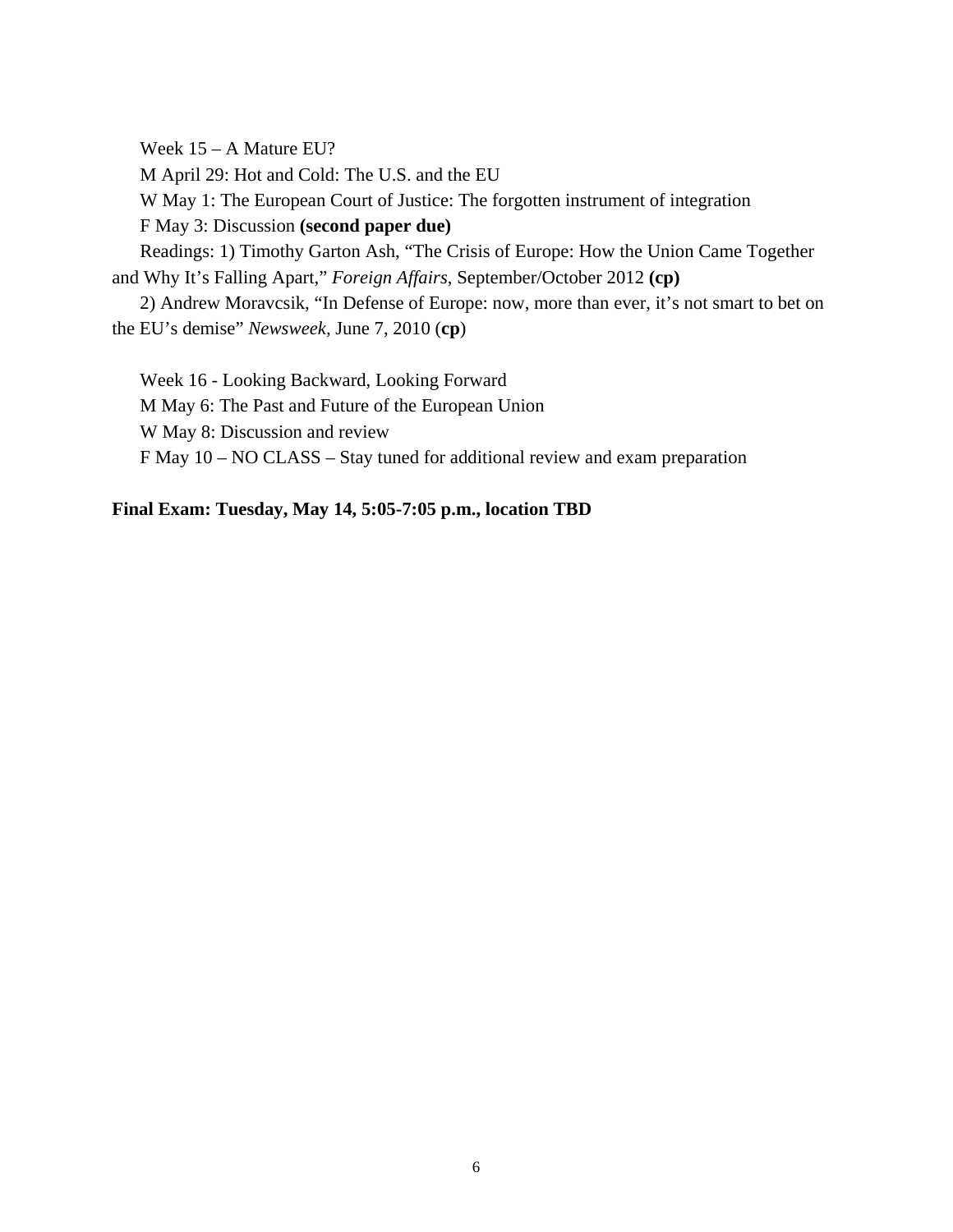Week 15 – A Mature EU?

M April 29: Hot and Cold: The U.S. and the EU

W May 1: The European Court of Justice: The forgotten instrument of integration

F May 3: Discussion **(second paper due)**

Readings: 1) Timothy Garton Ash, "The Crisis of Europe: How the Union Came Together and Why It's Falling Apart," *Foreign Affairs*, September/October 2012 **(cp)**

2) Andrew Moravcsik, "In Defense of Europe: now, more than ever, it's not smart to bet on the EU's demise" *Newsweek*, June 7, 2010 (**cp**)

Week 16 - Looking Backward, Looking Forward

M May 6: The Past and Future of the European Union

W May 8: Discussion and review

F May 10 – NO CLASS – Stay tuned for additional review and exam preparation

**Final Exam: Tuesday, May 14, 5:05-7:05 p.m., location TBD**